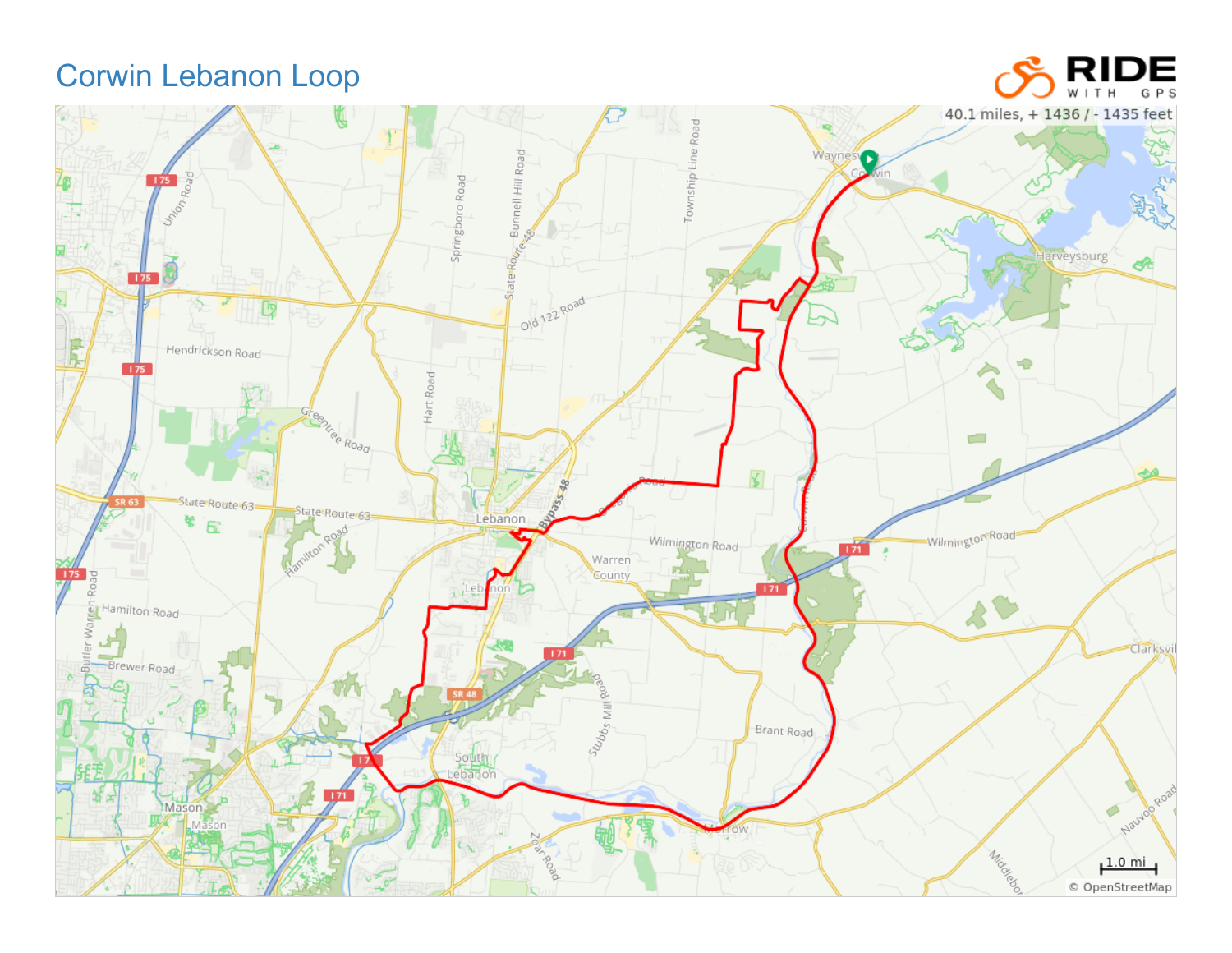# Corwin Lebanon Loop

RIDE WITH GPS

40.1 miles, + 1436 / - 1435 feet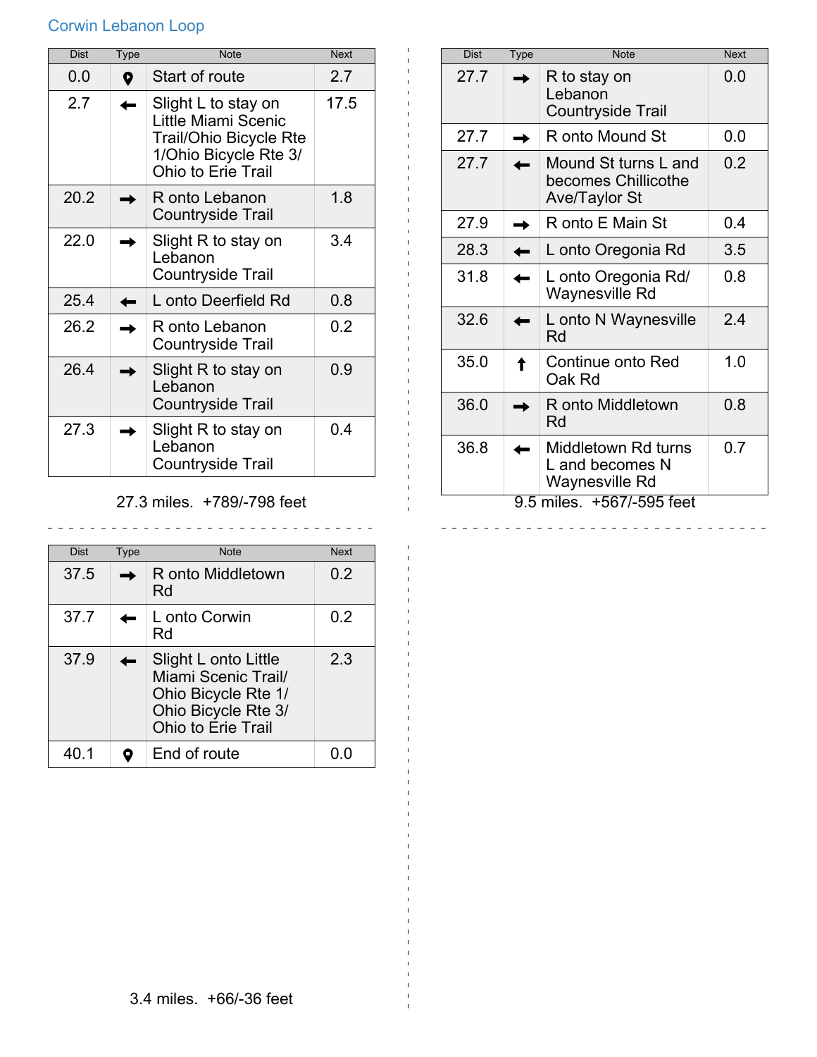Corwin Lebanon Loop

| Dist | Type | Note | Next |
|---|---|---|---|
| 0.0 | 📍 | Start of route | 2.7 |
| 2.7 | ← | Slight L to stay on Little Miami Scenic Trail/Ohio Bicycle Rte 1/Ohio Bicycle Rte 3/ Ohio to Erie Trail | 17.5 |
| 20.2 | → | R onto Lebanon Countryside Trail | 1.8 |
| 22.0 | → | Slight R to stay on Lebanon Countryside Trail | 3.4 |
| 25.4 | ← | L onto Deerfield Rd | 0.8 |
| 26.2 | → | R onto Lebanon Countryside Trail | 0.2 |
| 26.4 | → | Slight R to stay on Lebanon Countryside Trail | 0.9 |
| 27.3 | → | Slight R to stay on Lebanon Countryside Trail | 0.4 |

27.3 miles. +789/-798 feet

| Dist | Type | Note | Next |
|---|---|---|---|
| 27.7 | → | R to stay on Lebanon Countryside Trail | 0.0 |
| 27.7 | → | R onto Mound St | 0.0 |
| 27.7 | ← | Mound St turns L and becomes Chillicothe Ave/Taylor St | 0.2 |
| 27.9 | → | R onto E Main St | 0.4 |
| 28.3 | ← | L onto Oregonia Rd | 3.5 |
| 31.8 | ← | L onto Oregonia Rd/ Waynesville Rd | 0.8 |
| 32.6 | ← | L onto N Waynesville Rd | 2.4 |
| 35.0 | ↑ | Continue onto Red Oak Rd | 1.0 |
| 36.0 | → | R onto Middletown Rd | 0.8 |
| 36.8 | ← | Middletown Rd turns L and becomes N Waynesville Rd | 0.7 |

9.5 miles. +567/-595 feet

| Dist | Type | Note | Next |
|---|---|---|---|
| 37.5 | → | R onto Middletown Rd | 0.2 |
| 37.7 | ← | L onto Corwin Rd | 0.2 |
| 37.9 | ← | Slight L onto Little Miami Scenic Trail/ Ohio Bicycle Rte 1/ Ohio Bicycle Rte 3/ Ohio to Erie Trail | 2.3 |
| 40.1 | 📍 | End of route | 0.0 |

3.4 miles. +66/-36 feet